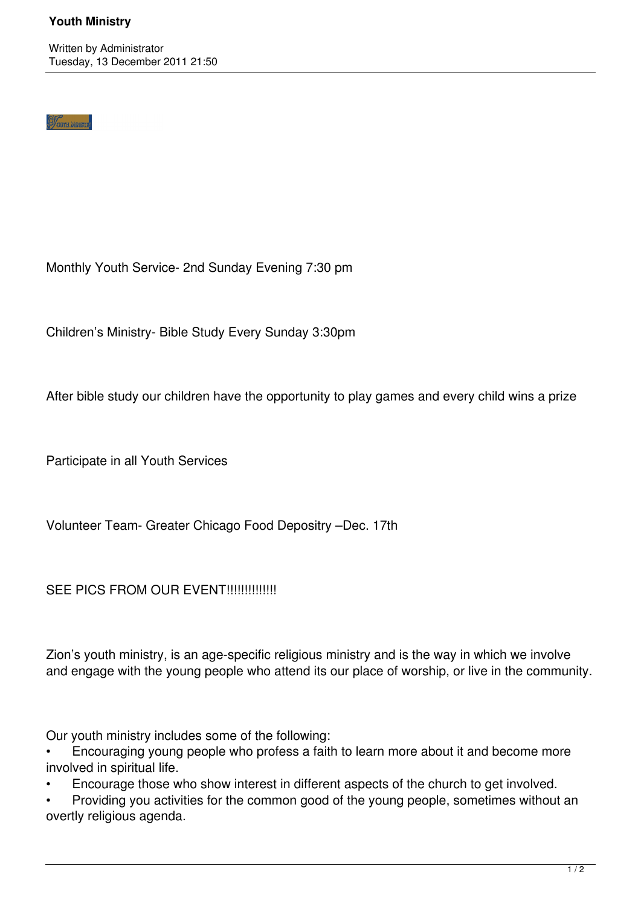# Youth Ministry

Written by Administrator
Tuesday, 13 December 2011 21:50

Monthly Youth Service- 2nd Sunday Evening 7:30 pm

Children's Ministry- Bible Study Every Sunday 3:30pm

After bible study our children have the opportunity to play games and every child wins a prize

Participate in all Youth Services

Volunteer Team- Greater Chicago Food Depositry –Dec. 17th

SEE PICS FROM OUR EVENT!!!!!!!!!!!!!

Zion's youth ministry, is an age-specific religious ministry and is the way in which we involve and engage with the young people who attend its our place of worship, or live in the community.

Our youth ministry includes some of the following:

- Encouraging young people who profess a faith to learn more about it and become more involved in spiritual life.
- Encourage those who show interest in different aspects of the church to get involved.
- Providing you activities for the common good of the young people, sometimes without an overtly religious agenda.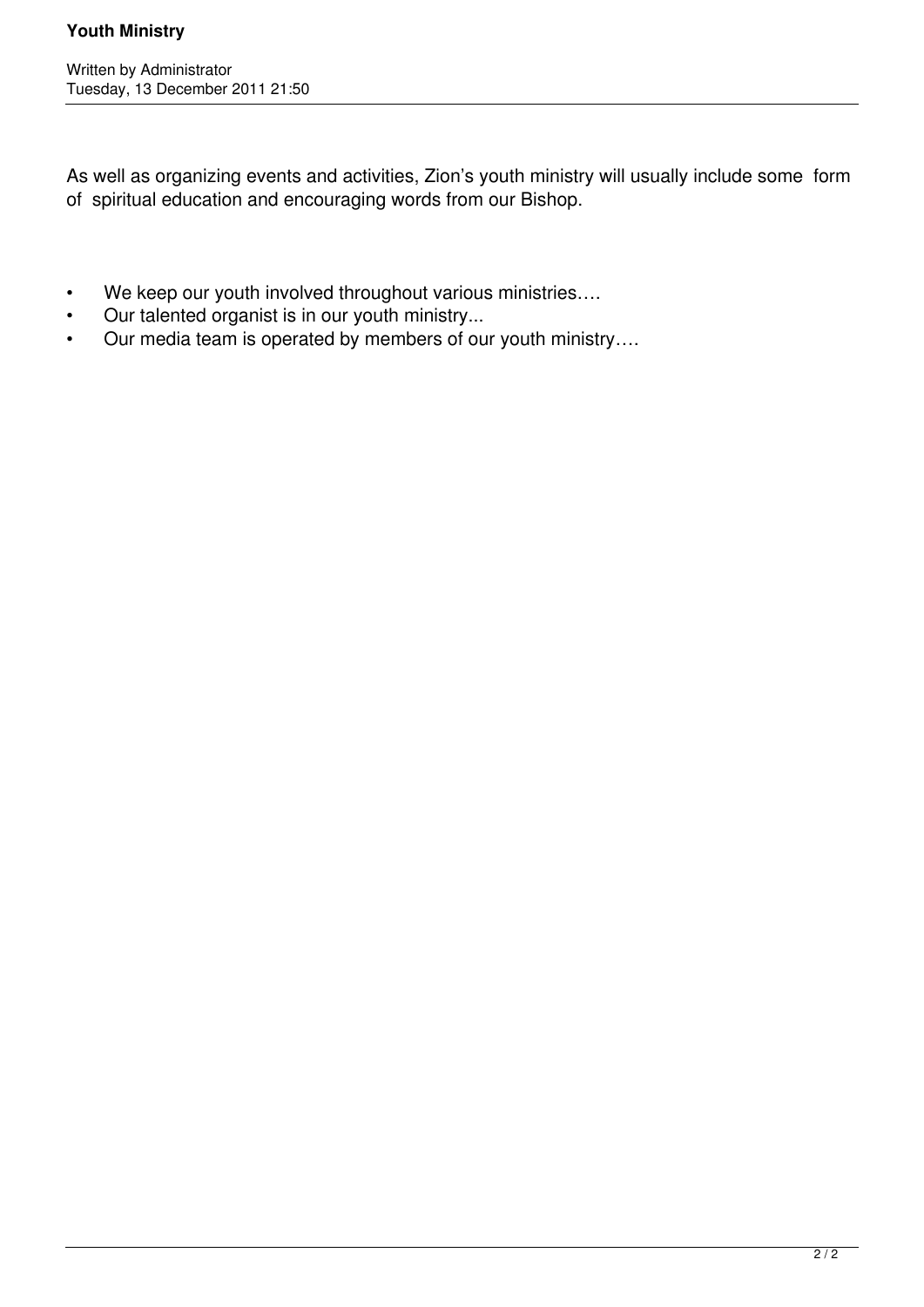As well as organizing events and activities, Zion's youth ministry will usually include some form of spiritual education and encouraging words from our Bishop.

- We keep our youth involved throughout various ministries….
- Our talented organist is in our youth ministry...
- Our media team is operated by members of our youth ministry….